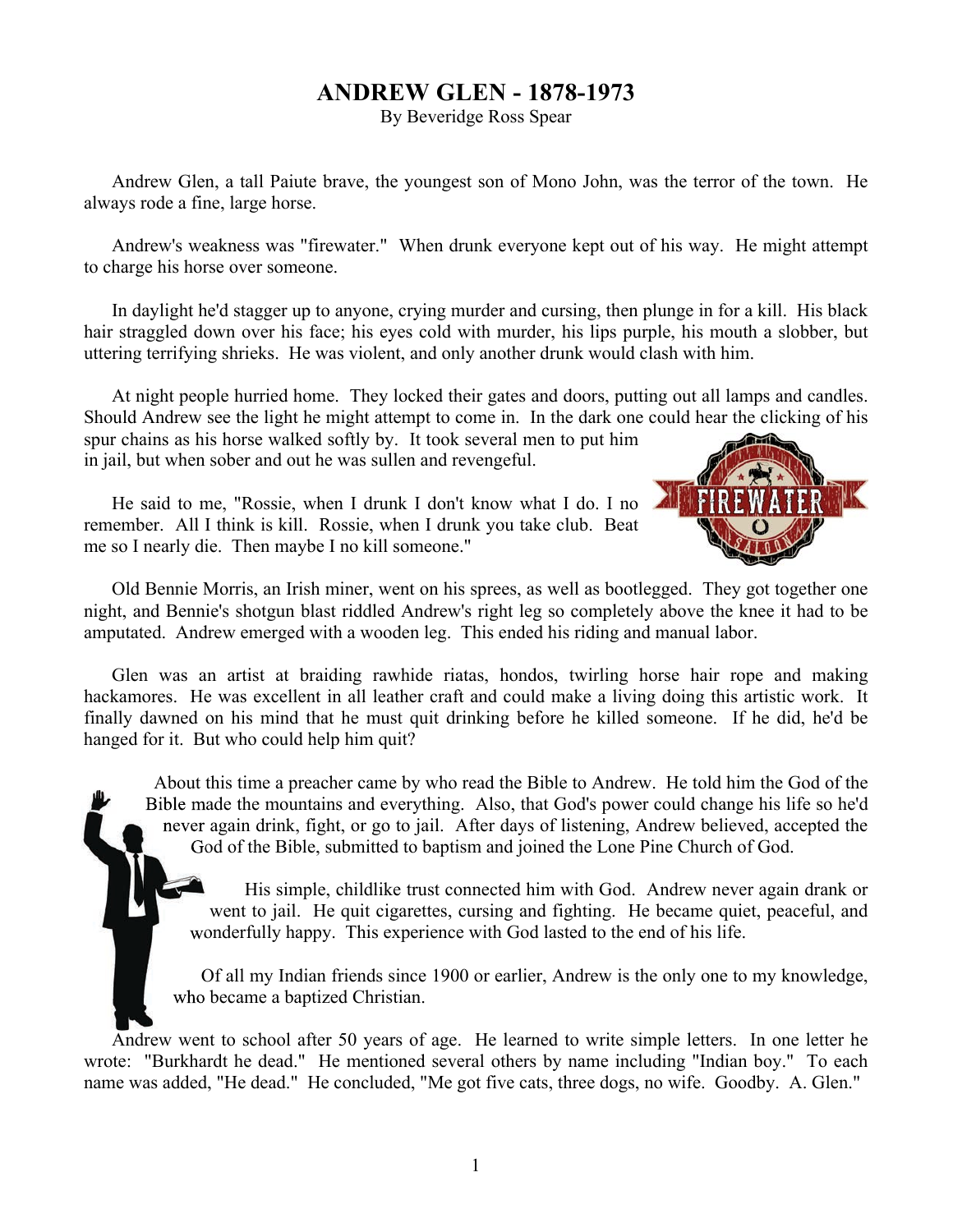# ANDREW GLEN - 1878-1973

By Beveridge Ross Spear

Andrew Glen, a tall Paiute brave, the youngest son of Mono John, was the terror of the town. He always rode a fine, large horse.

Andrew's weakness was "firewater." When drunk everyone kept out of his way. He might attempt to charge his horse over someone.

In daylight he'd stagger up to anyone, crying murder and cursing, then plunge in for a kill. His black hair straggled down over his face; his eyes cold with murder, his lips purple, his mouth a slobber, but uttering terrifying shrieks. He was violent, and only another drunk would clash with him.

At night people hurried home. They locked their gates and doors, putting out all lamps and candles. Should Andrew see the light he might attempt to come in. In the dark one could hear the clicking of his spur chains as his horse walked softly by. It took several men to put him in jail, but when sober and out he was sullen and revengeful.

He said to me, "Rossie, when I drunk I don't know what I do. I no remember. All I think is kill. Rossie, when I drunk you take club. Beat me so I nearly die. Then maybe I no kill someone."

Old Bennie Morris, an Irish miner, went on his sprees, as well as bootlegged. They got together one night, and Bennie's shotgun blast riddled Andrew's right leg so completely above the knee it had to be amputated. Andrew emerged with a wooden leg. This ended his riding and manual labor.

Glen was an artist at braiding rawhide riatas, hondos, twirling horse hair rope and making hackamores. He was excellent in all leather craft and could make a living doing this artistic work. It finally dawned on his mind that he must quit drinking before he killed someone. If he did, he'd be hanged for it. But who could help him quit?

About this time a preacher came by who read the Bible to Andrew. He told him the God of the Bible made the mountains and everything. Also, that God's power could change his life so he'd never again drink, fight, or go to jail. After days of listening, Andrew believed, accepted the God of the Bible, submitted to baptism and joined the Lone Pine Church of God.

His simple, childlike trust connected him with God. Andrew never again drank or went to jail. He quit cigarettes, cursing and fighting. He became quiet, peaceful, and wonderfully happy. This experience with God lasted to the end of his life.

Of all my Indian friends since 1900 or earlier, Andrew is the only one to my knowledge, who became a baptized Christian.

Andrew went to school after 50 years of age. He learned to write simple letters. In one letter he wrote: "Burkhardt he dead." He mentioned several others by name including "Indian boy." To each name was added, "He dead." He concluded, "Me got five cats, three dogs, no wife. Goodby. A. Glen."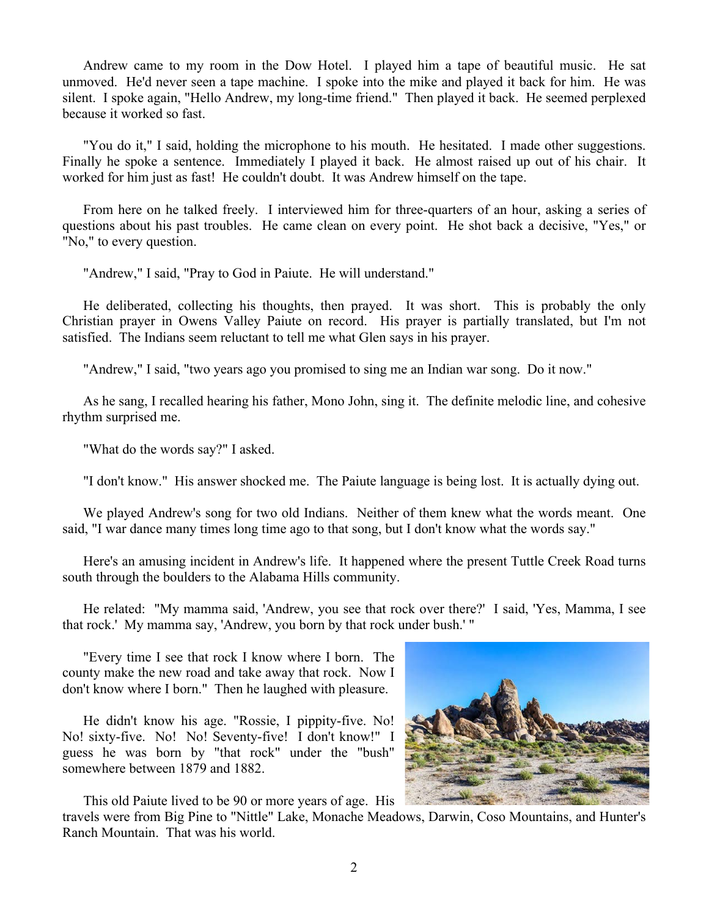Andrew came to my room in the Dow Hotel. I played him a tape of beautiful music. He sat unmoved. He'd never seen a tape machine. I spoke into the mike and played it back for him. He was silent. I spoke again, "Hello Andrew, my long-time friend." Then played it back. He seemed perplexed because it worked so fast.

"You do it," I said, holding the microphone to his mouth. He hesitated. I made other suggestions. Finally he spoke a sentence. Immediately I played it back. He almost raised up out of his chair. It worked for him just as fast! He couldn't doubt. It was Andrew himself on the tape.

From here on he talked freely. I interviewed him for three-quarters of an hour, asking a series of questions about his past troubles. He came clean on every point. He shot back a decisive, "Yes," or "No," to every question.

"Andrew," I said, "Pray to God in Paiute. He will understand."

He deliberated, collecting his thoughts, then prayed. It was short. This is probably the only Christian prayer in Owens Valley Paiute on record. His prayer is partially translated, but I'm not satisfied. The Indians seem reluctant to tell me what Glen says in his prayer.

"Andrew," I said, "two years ago you promised to sing me an Indian war song. Do it now."

As he sang, I recalled hearing his father, Mono John, sing it. The definite melodic line, and cohesive rhythm surprised me.

"What do the words say?" I asked.

"I don't know." His answer shocked me. The Paiute language is being lost. It is actually dying out.

We played Andrew's song for two old Indians. Neither of them knew what the words meant. One said, "I war dance many times long time ago to that song, but I don't know what the words say."

Here's an amusing incident in Andrew's life. It happened where the present Tuttle Creek Road turns south through the boulders to the Alabama Hills community.

He related: "My mamma said, 'Andrew, you see that rock over there?' I said, 'Yes, Mamma, I see that rock.' My mamma say, 'Andrew, you born by that rock under bush.' "

"Every time I see that rock I know where I born. The county make the new road and take away that rock. Now I don't know where I born." Then he laughed with pleasure.

He didn't know his age. "Rossie, I pippity-five. No! No! sixty-five. No! No! Seventy-five! I don't know!" I guess he was born by "that rock" under the "bush" somewhere between 1879 and 1882.

This old Paiute lived to be 90 or more years of age. His travels were from Big Pine to "Nittle" Lake, Monache Meadows, Darwin, Coso Mountains, and Hunter's Ranch Mountain. That was his world.